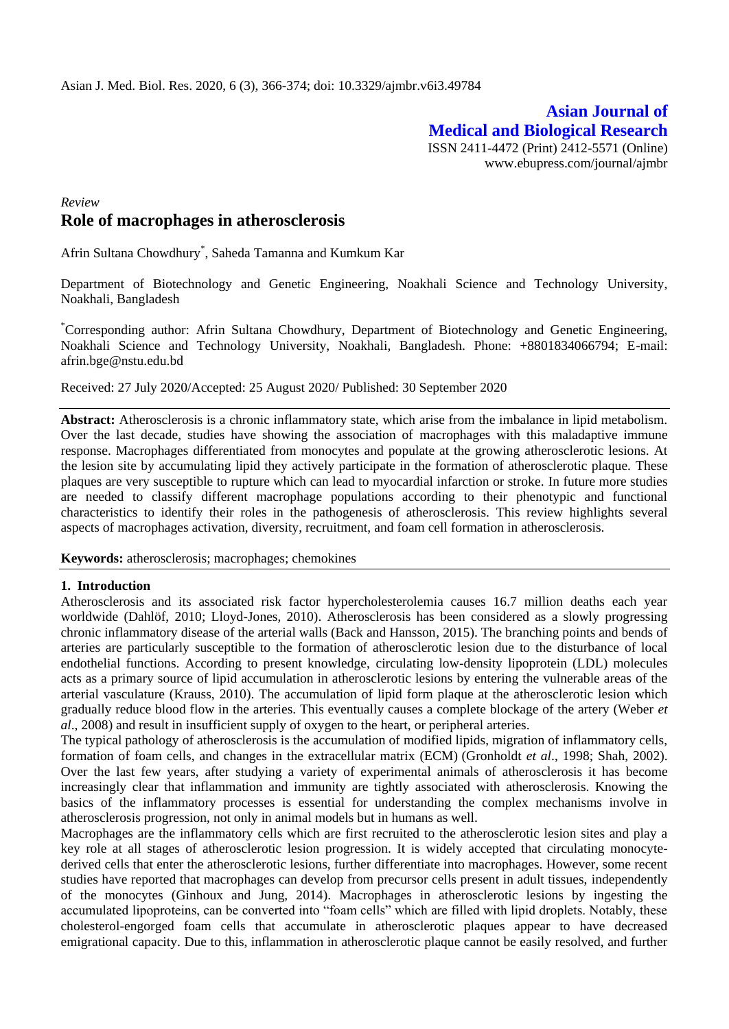**Asian Journal of Medical and Biological Research**

ISSN 2411-4472 (Print) 2412-5571 (Online)
www.ebupress.com/journal/ajmbr

*Review*

# Role of macrophages in atherosclerosis

Afrin Sultana Chowdhury*, Saheda Tamanna and Kumkum Kar

Department of Biotechnology and Genetic Engineering, Noakhali Science and Technology University, Noakhali, Bangladesh

*Corresponding author: Afrin Sultana Chowdhury, Department of Biotechnology and Genetic Engineering, Noakhali Science and Technology University, Noakhali, Bangladesh. Phone: +8801834066794; E-mail: afrin.bge@nstu.edu.bd

Received: 27 July 2020/Accepted: 25 August 2020/ Published: 30 September 2020

**Abstract:** Atherosclerosis is a chronic inflammatory state, which arise from the imbalance in lipid metabolism. Over the last decade, studies have showing the association of macrophages with this maladaptive immune response. Macrophages differentiated from monocytes and populate at the growing atherosclerotic lesions. At the lesion site by accumulating lipid they actively participate in the formation of atherosclerotic plaque. These plaques are very susceptible to rupture which can lead to myocardial infarction or stroke. In future more studies are needed to classify different macrophage populations according to their phenotypic and functional characteristics to identify their roles in the pathogenesis of atherosclerosis. This review highlights several aspects of macrophages activation, diversity, recruitment, and foam cell formation in atherosclerosis.

**Keywords:** atherosclerosis; macrophages; chemokines

## 1. Introduction

Atherosclerosis and its associated risk factor hypercholesterolemia causes 16.7 million deaths each year worldwide (Dahlöf, 2010; Lloyd-Jones, 2010). Atherosclerosis has been considered as a slowly progressing chronic inflammatory disease of the arterial walls (Back and Hansson, 2015). The branching points and bends of arteries are particularly susceptible to the formation of atherosclerotic lesion due to the disturbance of local endothelial functions. According to present knowledge, circulating low-density lipoprotein (LDL) molecules acts as a primary source of lipid accumulation in atherosclerotic lesions by entering the vulnerable areas of the arterial vasculature (Krauss, 2010). The accumulation of lipid form plaque at the atherosclerotic lesion which gradually reduce blood flow in the arteries. This eventually causes a complete blockage of the artery (Weber *et al*., 2008) and result in insufficient supply of oxygen to the heart, or peripheral arteries.

The typical pathology of atherosclerosis is the accumulation of modified lipids, migration of inflammatory cells, formation of foam cells, and changes in the extracellular matrix (ECM) (Gronholdt *et al*., 1998; Shah, 2002). Over the last few years, after studying a variety of experimental animals of atherosclerosis it has become increasingly clear that inflammation and immunity are tightly associated with atherosclerosis. Knowing the basics of the inflammatory processes is essential for understanding the complex mechanisms involve in atherosclerosis progression, not only in animal models but in humans as well.

Macrophages are the inflammatory cells which are first recruited to the atherosclerotic lesion sites and play a key role at all stages of atherosclerotic lesion progression. It is widely accepted that circulating monocyte-derived cells that enter the atherosclerotic lesions, further differentiate into macrophages. However, some recent studies have reported that macrophages can develop from precursor cells present in adult tissues, independently of the monocytes (Ginhoux and Jung, 2014). Macrophages in atherosclerotic lesions by ingesting the accumulated lipoproteins, can be converted into "foam cells" which are filled with lipid droplets. Notably, these cholesterol-engorged foam cells that accumulate in atherosclerotic plaques appear to have decreased emigrational capacity. Due to this, inflammation in atherosclerotic plaque cannot be easily resolved, and further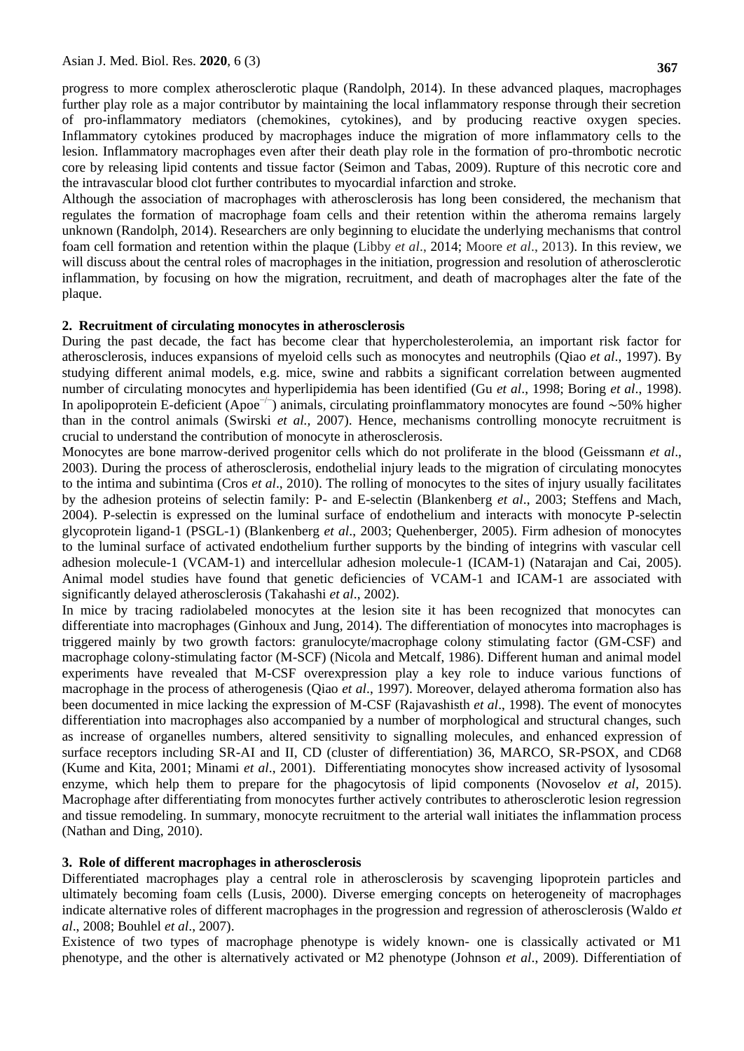progress to more complex atherosclerotic plaque (Randolph, 2014). In these advanced plaques, macrophages further play role as a major contributor by maintaining the local inflammatory response through their secretion of pro-inflammatory mediators (chemokines, cytokines), and by producing reactive oxygen species. Inflammatory cytokines produced by macrophages induce the migration of more inflammatory cells to the lesion. Inflammatory macrophages even after their death play role in the formation of pro-thrombotic necrotic core by releasing lipid contents and tissue factor (Seimon and Tabas, 2009). Rupture of this necrotic core and the intravascular blood clot further contributes to myocardial infarction and stroke.

Although the association of macrophages with atherosclerosis has long been considered, the mechanism that regulates the formation of macrophage foam cells and their retention within the atheroma remains largely unknown (Randolph, 2014). Researchers are only beginning to elucidate the underlying mechanisms that control foam cell formation and retention within the plaque (Libby *et al*., 2014; Moore *et al*., 2013). In this review, we will discuss about the central roles of macrophages in the initiation, progression and resolution of atherosclerotic inflammation, by focusing on how the migration, recruitment, and death of macrophages alter the fate of the plaque.

## 2. Recruitment of circulating monocytes in atherosclerosis

During the past decade, the fact has become clear that hypercholesterolemia, an important risk factor for atherosclerosis, induces expansions of myeloid cells such as monocytes and neutrophils (Qiao *et al*., 1997). By studying different animal models, e.g. mice, swine and rabbits a significant correlation between augmented number of circulating monocytes and hyperlipidemia has been identified (Gu *et al*., 1998; Boring *et al*., 1998). In apolipoprotein E-deficient (Apoe$^{-/-}$) animals, circulating proinflammatory monocytes are found ∼50% higher than in the control animals (Swirski *et al.,* 2007). Hence, mechanisms controlling monocyte recruitment is crucial to understand the contribution of monocyte in atherosclerosis.

Monocytes are bone marrow-derived progenitor cells which do not proliferate in the blood (Geissmann *et al*., 2003). During the process of atherosclerosis, endothelial injury leads to the migration of circulating monocytes to the intima and subintima (Cros *et al*., 2010). The rolling of monocytes to the sites of injury usually facilitates by the adhesion proteins of selectin family: P- and E-selectin (Blankenberg *et al*., 2003; Steffens and Mach, 2004). P-selectin is expressed on the luminal surface of endothelium and interacts with monocyte P-selectin glycoprotein ligand-1 (PSGL-1) (Blankenberg *et al*., 2003; Quehenberger, 2005). Firm adhesion of monocytes to the luminal surface of activated endothelium further supports by the binding of integrins with vascular cell adhesion molecule-1 (VCAM-1) and intercellular adhesion molecule-1 (ICAM-1) (Natarajan and Cai, 2005). Animal model studies have found that genetic deficiencies of VCAM-1 and ICAM-1 are associated with significantly delayed atherosclerosis (Takahashi *et al*., 2002).

In mice by tracing radiolabeled monocytes at the lesion site it has been recognized that monocytes can differentiate into macrophages (Ginhoux and Jung, 2014). The differentiation of monocytes into macrophages is triggered mainly by two growth factors: granulocyte/macrophage colony stimulating factor (GM-CSF) and macrophage colony-stimulating factor (M-SCF) (Nicola and Metcalf, 1986). Different human and animal model experiments have revealed that M-CSF overexpression play a key role to induce various functions of macrophage in the process of atherogenesis (Qiao *et al*., 1997). Moreover, delayed atheroma formation also has been documented in mice lacking the expression of M-CSF (Rajavashisth *et al*., 1998). The event of monocytes differentiation into macrophages also accompanied by a number of morphological and structural changes, such as increase of organelles numbers, altered sensitivity to signalling molecules, and enhanced expression of surface receptors including SR-AI and II, CD (cluster of differentiation) 36, MARCO, SR-PSOX, and CD68 (Kume and Kita, 2001; Minami *et al*., 2001). Differentiating monocytes show increased activity of lysosomal enzyme, which help them to prepare for the phagocytosis of lipid components (Novoselov *et al*, 2015). Macrophage after differentiating from monocytes further actively contributes to atherosclerotic lesion regression and tissue remodeling. In summary, monocyte recruitment to the arterial wall initiates the inflammation process (Nathan and Ding, 2010).

## 3. Role of different macrophages in atherosclerosis

Differentiated macrophages play a central role in atherosclerosis by scavenging lipoprotein particles and ultimately becoming foam cells (Lusis, 2000). Diverse emerging concepts on heterogeneity of macrophages indicate alternative roles of different macrophages in the progression and regression of atherosclerosis (Waldo *et al*., 2008; Bouhlel *et al*., 2007).

Existence of two types of macrophage phenotype is widely known- one is classically activated or M1 phenotype, and the other is alternatively activated or M2 phenotype (Johnson *et al*., 2009). Differentiation of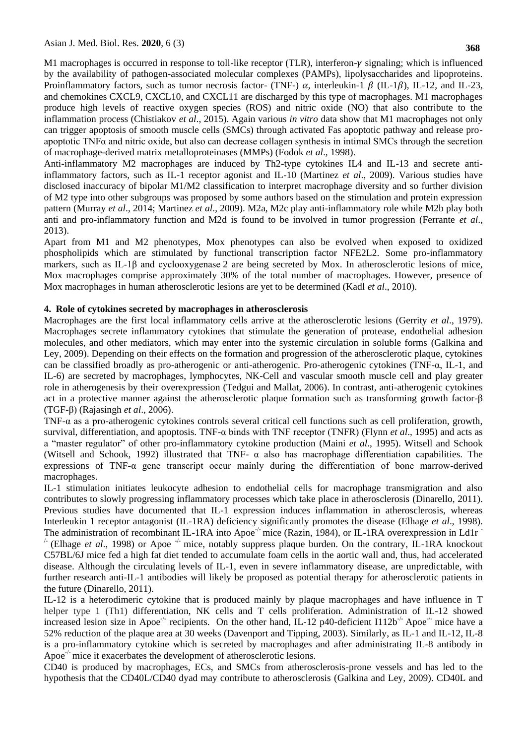M1 macrophages is occurred in response to toll-like receptor (TLR), interferon-$\gamma$ signaling; which is influenced by the availability of pathogen-associated molecular complexes (PAMPs), lipolysaccharides and lipoproteins. Proinflammatory factors, such as tumor necrosis factor- (TNF-) $\alpha$, interleukin-1 $\beta$ (IL-1$\beta$), IL-12, and IL-23, and chemokines CXCL9, CXCL10, and CXCL11 are discharged by this type of macrophages. M1 macrophages produce high levels of reactive oxygen species (ROS) and nitric oxide (NO) that also contribute to the inflammation process (Chistiakov *et al*., 2015). Again various *in vitro* data show that M1 macrophages not only can trigger apoptosis of smooth muscle cells (SMCs) through activated Fas apoptotic pathway and release pro-apoptotic TNFα and nitric oxide, but also can decrease collagen synthesis in intimal SMCs through the secretion of macrophage-derived matrix metalloproteinases (MMPs) (Fodok *et al*., 1998).

Anti-inflammatory M2 macrophages are induced by Th2-type cytokines IL4 and IL-13 and secrete anti-inflammatory factors, such as IL-1 receptor agonist and IL-10 (Martinez *et al*., 2009). Various studies have disclosed inaccuracy of bipolar M1/M2 classification to interpret macrophage diversity and so further division of M2 type into other subgroups was proposed by some authors based on the stimulation and protein expression pattern (Murray *et al*., 2014; Martinez *et al*., 2009). M2a, M2c play anti-inflammatory role while M2b play both anti and pro-inflammatory function and M2d is found to be involved in tumor progression (Ferrante *et al*., 2013).

Apart from M1 and M2 phenotypes, Mox phenotypes can also be evolved when exposed to oxidized phospholipids which are stimulated by functional transcription factor NFE2L2. Some pro-inflammatory markers, such as IL-1β and cyclooxygenase 2 are being secreted by Mox. In atherosclerotic lesions of mice, Mox macrophages comprise approximately 30% of the total number of macrophages. However, presence of Mox macrophages in human atherosclerotic lesions are yet to be determined (Kadl *et al*., 2010).

## 4. Role of cytokines secreted by macrophages in atherosclerosis

Macrophages are the first local inflammatory cells arrive at the atherosclerotic lesions (Gerrity *et al*., 1979). Macrophages secrete inflammatory cytokines that stimulate the generation of protease, endothelial adhesion molecules, and other mediators, which may enter into the systemic circulation in soluble forms (Galkina and Ley, 2009). Depending on their effects on the formation and progression of the atherosclerotic plaque, cytokines can be classified broadly as pro-atherogenic or anti-atherogenic. Pro-atherogenic cytokines (TNF-α, IL-1, and IL-6) are secreted by macrophages, lymphocytes, NK-Cell and vascular smooth muscle cell and play greater role in atherogenesis by their overexpression (Tedgui and Mallat, 2006). In contrast, anti-atherogenic cytokines act in a protective manner against the atherosclerotic plaque formation such as transforming growth factor-β (TGF-β) (Rajasingh *et al*., 2006).

TNF-α as a pro-atherogenic cytokines controls several critical cell functions such as cell proliferation, growth, survival, differentiation, and apoptosis. TNF-α binds with TNF receptor (TNFR) (Flynn *et al*., 1995) and acts as a "master regulator" of other pro-inflammatory cytokine production (Maini *et al*., 1995). Witsell and Schook (Witsell and Schook, 1992) illustrated that TNF- α also has macrophage differentiation capabilities. The expressions of TNF-α gene transcript occur mainly during the differentiation of bone marrow-derived macrophages.

IL-1 stimulation initiates leukocyte adhesion to endothelial cells for macrophage transmigration and also contributes to slowly progressing inflammatory processes which take place in atherosclerosis (Dinarello, 2011). Previous studies have documented that IL-1 expression induces inflammation in atherosclerosis, whereas Interleukin 1 receptor antagonist (IL-1RA) deficiency significantly promotes the disease (Elhage *et al*., 1998). The administration of recombinant IL-1RA into Apoe$^{-/-}$ mice (Razin, 1984), or IL-1RA overexpression in Ld1r$^{-/-}$ (Elhage *et al*., 1998) or Apoe$^{-/-}$ mice, notably suppress plaque burden. On the contrary, IL-1RA knockout C57BL/6J mice fed a high fat diet tended to accumulate foam cells in the aortic wall and, thus, had accelerated disease. Although the circulating levels of IL-1, even in severe inflammatory disease, are unpredictable, with further research anti-IL-1 antibodies will likely be proposed as potential therapy for atherosclerotic patients in the future (Dinarello, 2011).

IL-12 is a heterodimeric cytokine that is produced mainly by plaque macrophages and have influence in T helper type 1 (Th1) differentiation, NK cells and T cells proliferation. Administration of IL-12 showed increased lesion size in Apoe$^{-/-}$ recipients. On the other hand, IL-12 p40-deficient I112b$^{-/-}$ Apoe$^{-/-}$ mice have a 52% reduction of the plaque area at 30 weeks (Davenport and Tipping, 2003). Similarly, as IL-1 and IL-12, IL-8 is a pro-inflammatory cytokine which is secreted by macrophages and after administrating IL-8 antibody in Apoe$^{-/-}$ mice it exacerbates the development of atherosclerotic lesions.

CD40 is produced by macrophages, ECs, and SMCs from atherosclerosis-prone vessels and has led to the hypothesis that the CD40L/CD40 dyad may contribute to atherosclerosis (Galkina and Ley, 2009). CD40L and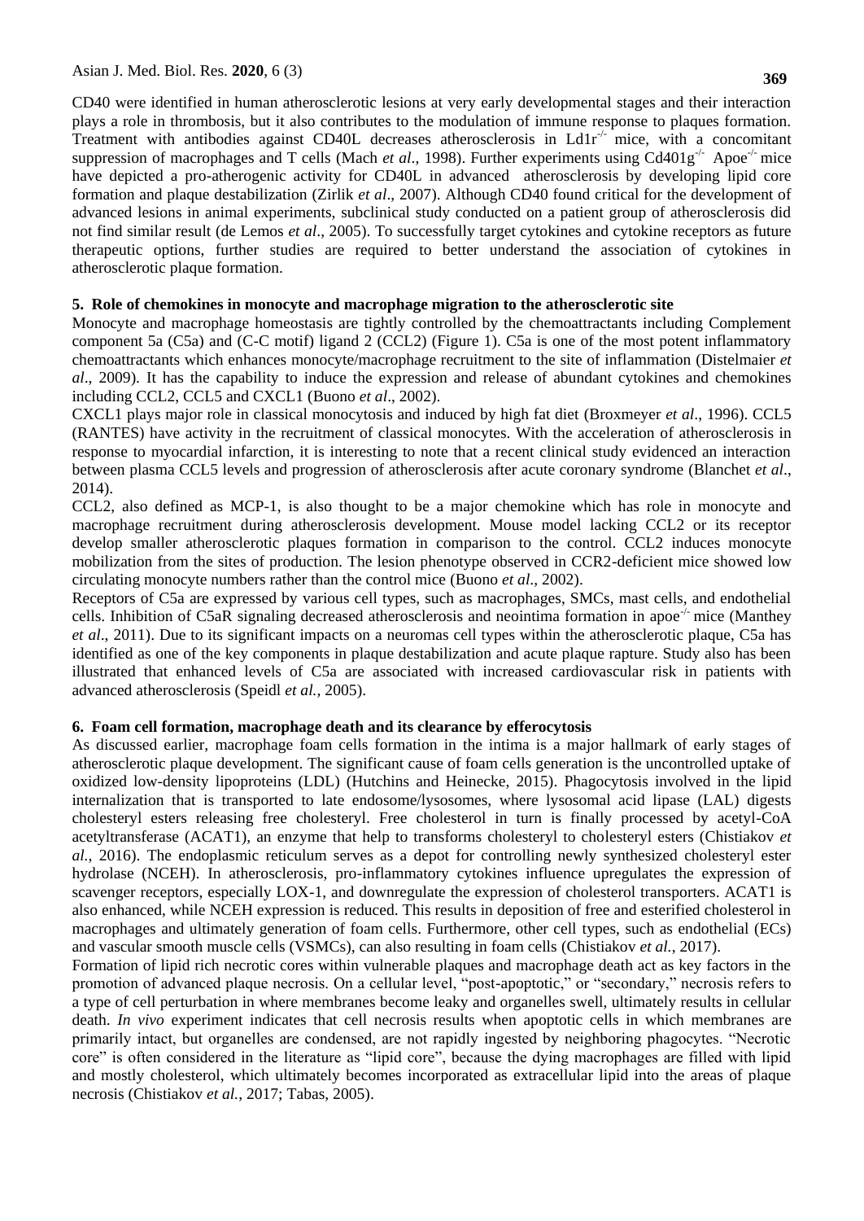CD40 were identified in human atherosclerotic lesions at very early developmental stages and their interaction plays a role in thrombosis, but it also contributes to the modulation of immune response to plaques formation. Treatment with antibodies against CD40L decreases atherosclerosis in Ld1r$^{-/-}$ mice, with a concomitant suppression of macrophages and T cells (Mach *et al*., 1998). Further experiments using Cd401g$^{-/-}$ Apoe$^{-/-}$ mice have depicted a pro-atherogenic activity for CD40L in advanced atherosclerosis by developing lipid core formation and plaque destabilization (Zirlik *et al*., 2007). Although CD40 found critical for the development of advanced lesions in animal experiments, subclinical study conducted on a patient group of atherosclerosis did not find similar result (de Lemos *et al*., 2005). To successfully target cytokines and cytokine receptors as future therapeutic options, further studies are required to better understand the association of cytokines in atherosclerotic plaque formation.

### 5. Role of chemokines in monocyte and macrophage migration to the atherosclerotic site

Monocyte and macrophage homeostasis are tightly controlled by the chemoattractants including Complement component 5a (C5a) and (C-C motif) ligand 2 (CCL2) (Figure 1). C5a is one of the most potent inflammatory chemoattractants which enhances monocyte/macrophage recruitment to the site of inflammation (Distelmaier *et al*., 2009). It has the capability to induce the expression and release of abundant cytokines and chemokines including CCL2, CCL5 and CXCL1 (Buono *et al*., 2002).

CXCL1 plays major role in classical monocytosis and induced by high fat diet (Broxmeyer *et al*., 1996). CCL5 (RANTES) have activity in the recruitment of classical monocytes. With the acceleration of atherosclerosis in response to myocardial infarction, it is interesting to note that a recent clinical study evidenced an interaction between plasma CCL5 levels and progression of atherosclerosis after acute coronary syndrome (Blanchet *et al*., 2014).

CCL2, also defined as MCP-1, is also thought to be a major chemokine which has role in monocyte and macrophage recruitment during atherosclerosis development. Mouse model lacking CCL2 or its receptor develop smaller atherosclerotic plaques formation in comparison to the control. CCL2 induces monocyte mobilization from the sites of production. The lesion phenotype observed in CCR2-deficient mice showed low circulating monocyte numbers rather than the control mice (Buono *et al*., 2002).

Receptors of C5a are expressed by various cell types, such as macrophages, SMCs, mast cells, and endothelial cells. Inhibition of C5aR signaling decreased atherosclerosis and neointima formation in apoe$^{-/-}$ mice (Manthey *et al*., 2011). Due to its significant impacts on a neuromas cell types within the atherosclerotic plaque, C5a has identified as one of the key components in plaque destabilization and acute plaque rapture. Study also has been illustrated that enhanced levels of C5a are associated with increased cardiovascular risk in patients with advanced atherosclerosis (Speidl *et al.,* 2005).

### 6. Foam cell formation, macrophage death and its clearance by efferocytosis

As discussed earlier, macrophage foam cells formation in the intima is a major hallmark of early stages of atherosclerotic plaque development. The significant cause of foam cells generation is the uncontrolled uptake of oxidized low-density lipoproteins (LDL) (Hutchins and Heinecke, 2015). Phagocytosis involved in the lipid internalization that is transported to late endosome/lysosomes, where lysosomal acid lipase (LAL) digests cholesteryl esters releasing free cholesteryl. Free cholesterol in turn is finally processed by acetyl-CoA acetyltransferase (ACAT1), an enzyme that help to transforms cholesteryl to cholesteryl esters (Chistiakov *et al.*, 2016). The endoplasmic reticulum serves as a depot for controlling newly synthesized cholesteryl ester hydrolase (NCEH). In atherosclerosis, pro-inflammatory cytokines influence upregulates the expression of scavenger receptors, especially LOX-1, and downregulate the expression of cholesterol transporters. ACAT1 is also enhanced, while NCEH expression is reduced. This results in deposition of free and esterified cholesterol in macrophages and ultimately generation of foam cells. Furthermore, other cell types, such as endothelial (ECs) and vascular smooth muscle cells (VSMCs), can also resulting in foam cells (Chistiakov *et al.*, 2017).

Formation of lipid rich necrotic cores within vulnerable plaques and macrophage death act as key factors in the promotion of advanced plaque necrosis. On a cellular level, "post-apoptotic," or "secondary," necrosis refers to a type of cell perturbation in where membranes become leaky and organelles swell, ultimately results in cellular death. *In vivo* experiment indicates that cell necrosis results when apoptotic cells in which membranes are primarily intact, but organelles are condensed, are not rapidly ingested by neighboring phagocytes. "Necrotic core" is often considered in the literature as "lipid core", because the dying macrophages are filled with lipid and mostly cholesterol, which ultimately becomes incorporated as extracellular lipid into the areas of plaque necrosis (Chistiakov *et al.*, 2017; Tabas, 2005).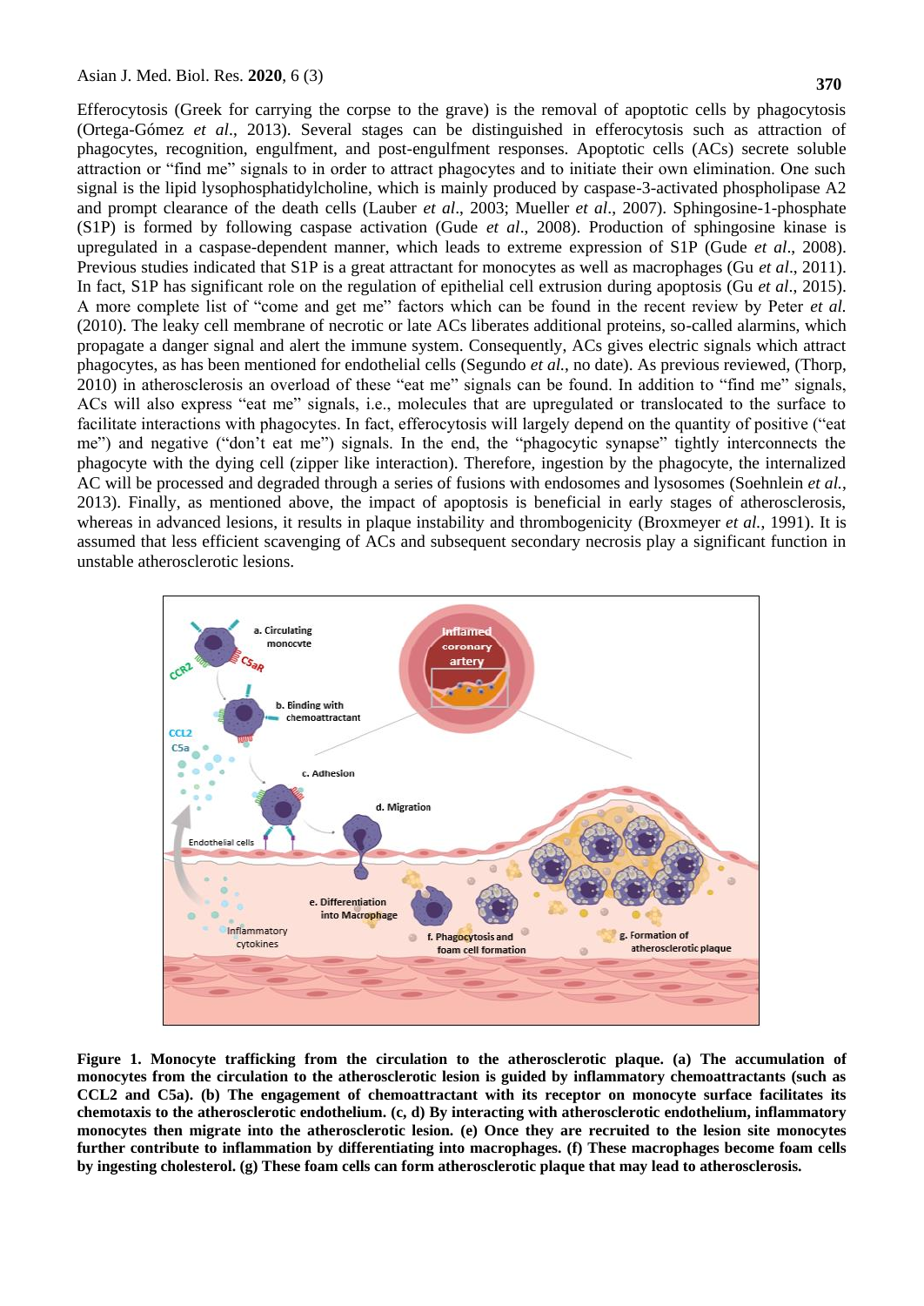Efferocytosis (Greek for carrying the corpse to the grave) is the removal of apoptotic cells by phagocytosis (Ortega-Gómez *et al*., 2013). Several stages can be distinguished in efferocytosis such as attraction of phagocytes, recognition, engulfment, and post-engulfment responses. Apoptotic cells (ACs) secrete soluble attraction or "find me" signals to in order to attract phagocytes and to initiate their own elimination. One such signal is the lipid lysophosphatidylcholine, which is mainly produced by caspase-3-activated phospholipase A2 and prompt clearance of the death cells (Lauber *et al*., 2003; Mueller *et al*., 2007). Sphingosine-1-phosphate (S1P) is formed by following caspase activation (Gude *et al*., 2008). Production of sphingosine kinase is upregulated in a caspase-dependent manner, which leads to extreme expression of S1P (Gude *et al*., 2008). Previous studies indicated that S1P is a great attractant for monocytes as well as macrophages (Gu *et al*., 2011). In fact, S1P has significant role on the regulation of epithelial cell extrusion during apoptosis (Gu *et al*., 2015). A more complete list of "come and get me" factors which can be found in the recent review by Peter *et al.* (2010). The leaky cell membrane of necrotic or late ACs liberates additional proteins, so-called alarmins, which propagate a danger signal and alert the immune system. Consequently, ACs gives electric signals which attract phagocytes, as has been mentioned for endothelial cells (Segundo *et al*., no date). As previous reviewed, (Thorp, 2010) in atherosclerosis an overload of these "eat me" signals can be found. In addition to "find me" signals, ACs will also express "eat me" signals, i.e., molecules that are upregulated or translocated to the surface to facilitate interactions with phagocytes. In fact, efferocytosis will largely depend on the quantity of positive ("eat me") and negative ("don't eat me") signals. In the end, the "phagocytic synapse" tightly interconnects the phagocyte with the dying cell (zipper like interaction). Therefore, ingestion by the phagocyte, the internalized AC will be processed and degraded through a series of fusions with endosomes and lysosomes (Soehnlein *et al.*, 2013). Finally, as mentioned above, the impact of apoptosis is beneficial in early stages of atherosclerosis, whereas in advanced lesions, it results in plaque instability and thrombogenicity (Broxmeyer *et al.*, 1991). It is assumed that less efficient scavenging of ACs and subsequent secondary necrosis play a significant function in unstable atherosclerotic lesions.

**Figure 1. Monocyte trafficking from the circulation to the atherosclerotic plaque. (a) The accumulation of monocytes from the circulation to the atherosclerotic lesion is guided by inflammatory chemoattractants (such as CCL2 and C5a). (b) The engagement of chemoattractant with its receptor on monocyte surface facilitates its chemotaxis to the atherosclerotic endothelium. (c, d) By interacting with atherosclerotic endothelium, inflammatory monocytes then migrate into the atherosclerotic lesion. (e) Once they are recruited to the lesion site monocytes further contribute to inflammation by differentiating into macrophages. (f) These macrophages become foam cells by ingesting cholesterol. (g) These foam cells can form atherosclerotic plaque that may lead to atherosclerosis.**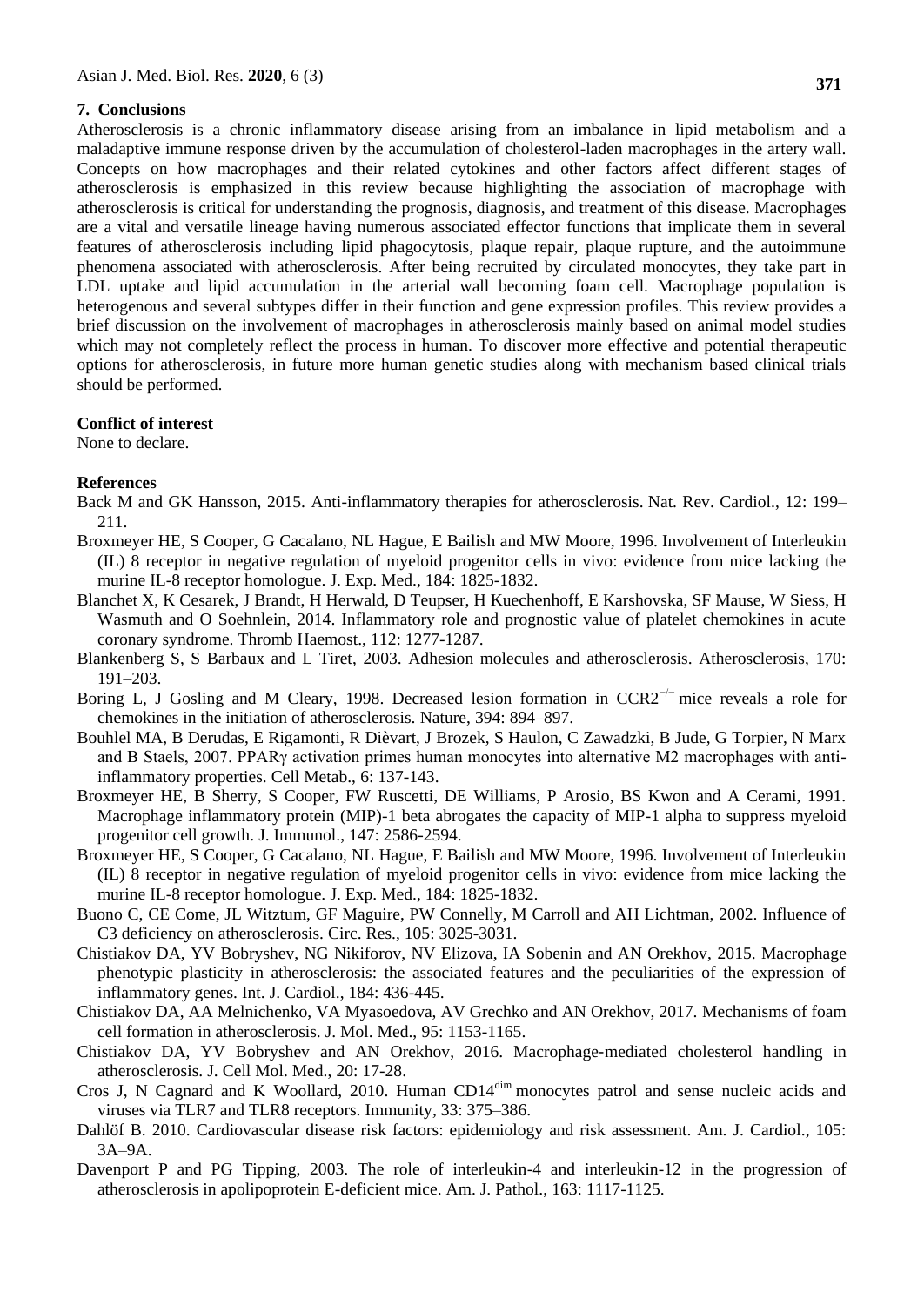## 7. Conclusions

Atherosclerosis is a chronic inflammatory disease arising from an imbalance in lipid metabolism and a maladaptive immune response driven by the accumulation of cholesterol-laden macrophages in the artery wall. Concepts on how macrophages and their related cytokines and other factors affect different stages of atherosclerosis is emphasized in this review because highlighting the association of macrophage with atherosclerosis is critical for understanding the prognosis, diagnosis, and treatment of this disease. Macrophages are a vital and versatile lineage having numerous associated effector functions that implicate them in several features of atherosclerosis including lipid phagocytosis, plaque repair, plaque rupture, and the autoimmune phenomena associated with atherosclerosis. After being recruited by circulated monocytes, they take part in LDL uptake and lipid accumulation in the arterial wall becoming foam cell. Macrophage population is heterogenous and several subtypes differ in their function and gene expression profiles. This review provides a brief discussion on the involvement of macrophages in atherosclerosis mainly based on animal model studies which may not completely reflect the process in human. To discover more effective and potential therapeutic options for atherosclerosis, in future more human genetic studies along with mechanism based clinical trials should be performed.

### Conflict of interest

None to declare.

### References

Back M and GK Hansson, 2015. Anti-inflammatory therapies for atherosclerosis. Nat. Rev. Cardiol., 12: 199–211.

Broxmeyer HE, S Cooper, G Cacalano, NL Hague, E Bailish and MW Moore, 1996. Involvement of Interleukin (IL) 8 receptor in negative regulation of myeloid progenitor cells in vivo: evidence from mice lacking the murine IL-8 receptor homologue. J. Exp. Med., 184: 1825-1832.

Blanchet X, K Cesarek, J Brandt, H Herwald, D Teupser, H Kuechenhoff, E Karshovska, SF Mause, W Siess, H Wasmuth and O Soehnlein, 2014. Inflammatory role and prognostic value of platelet chemokines in acute coronary syndrome. Thromb Haemost., 112: 1277-1287.

Blankenberg S, S Barbaux and L Tiret, 2003. Adhesion molecules and atherosclerosis. Atherosclerosis, 170: 191–203.

Boring L, J Gosling and M Cleary, 1998. Decreased lesion formation in $CCR2^{-/-}$ mice reveals a role for chemokines in the initiation of atherosclerosis. Nature, 394: 894–897.

Bouhlel MA, B Derudas, E Rigamonti, R Dièvart, J Brozek, S Haulon, C Zawadzki, B Jude, G Torpier, N Marx and B Staels, 2007. PPARγ activation primes human monocytes into alternative M2 macrophages with anti-inflammatory properties. Cell Metab., 6: 137-143.

Broxmeyer HE, B Sherry, S Cooper, FW Ruscetti, DE Williams, P Arosio, BS Kwon and A Cerami, 1991. Macrophage inflammatory protein (MIP)-1 beta abrogates the capacity of MIP-1 alpha to suppress myeloid progenitor cell growth. J. Immunol., 147: 2586-2594.

Broxmeyer HE, S Cooper, G Cacalano, NL Hague, E Bailish and MW Moore, 1996. Involvement of Interleukin (IL) 8 receptor in negative regulation of myeloid progenitor cells in vivo: evidence from mice lacking the murine IL-8 receptor homologue. J. Exp. Med., 184: 1825-1832.

Buono C, CE Come, JL Witztum, GF Maguire, PW Connelly, M Carroll and AH Lichtman, 2002. Influence of C3 deficiency on atherosclerosis. Circ. Res., 105: 3025-3031.

Chistiakov DA, YV Bobryshev, NG Nikiforov, NV Elizova, IA Sobenin and AN Orekhov, 2015. Macrophage phenotypic plasticity in atherosclerosis: the associated features and the peculiarities of the expression of inflammatory genes. Int. J. Cardiol., 184: 436-445.

Chistiakov DA, AA Melnichenko, VA Myasoedova, AV Grechko and AN Orekhov, 2017. Mechanisms of foam cell formation in atherosclerosis. J. Mol. Med., 95: 1153-1165.

Chistiakov DA, YV Bobryshev and AN Orekhov, 2016. Macrophage‐mediated cholesterol handling in atherosclerosis. J. Cell Mol. Med., 20: 17-28.

Cros J, N Cagnard and K Woollard, 2010. Human $CD14^{dim}$ monocytes patrol and sense nucleic acids and viruses via TLR7 and TLR8 receptors. Immunity, 33: 375–386.

Dahlöf B. 2010. Cardiovascular disease risk factors: epidemiology and risk assessment. Am. J. Cardiol., 105: 3A–9A.

Davenport P and PG Tipping, 2003. The role of interleukin-4 and interleukin-12 in the progression of atherosclerosis in apolipoprotein E-deficient mice. Am. J. Pathol., 163: 1117-1125.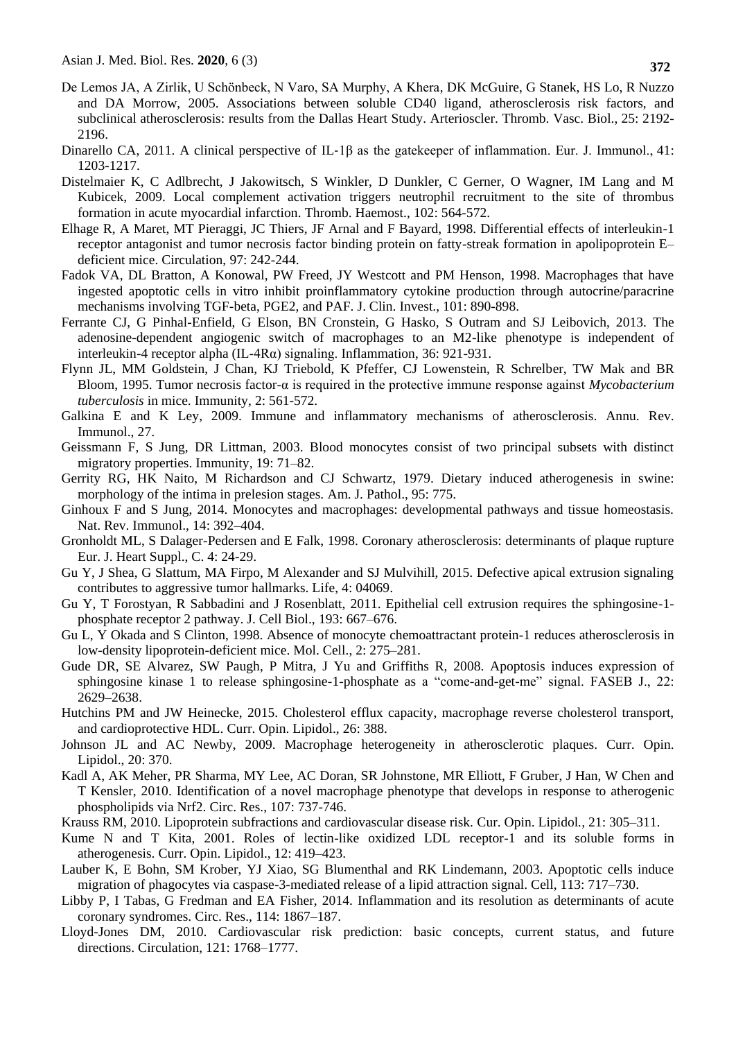De Lemos JA, A Zirlik, U Schönbeck, N Varo, SA Murphy, A Khera, DK McGuire, G Stanek, HS Lo, R Nuzzo and DA Morrow, 2005. Associations between soluble CD40 ligand, atherosclerosis risk factors, and subclinical atherosclerosis: results from the Dallas Heart Study. Arterioscler. Thromb. Vasc. Biol., 25: 2192-2196.

Dinarello CA, 2011. A clinical perspective of IL-1β as the gatekeeper of inflammation. Eur. J. Immunol., 41: 1203-1217.

Distelmaier K, C Adlbrecht, J Jakowitsch, S Winkler, D Dunkler, C Gerner, O Wagner, IM Lang and M Kubicek, 2009. Local complement activation triggers neutrophil recruitment to the site of thrombus formation in acute myocardial infarction. Thromb. Haemost., 102: 564-572.

Elhage R, A Maret, MT Pieraggi, JC Thiers, JF Arnal and F Bayard, 1998. Differential effects of interleukin-1 receptor antagonist and tumor necrosis factor binding protein on fatty-streak formation in apolipoprotein E–deficient mice. Circulation, 97: 242-244.

Fadok VA, DL Bratton, A Konowal, PW Freed, JY Westcott and PM Henson, 1998. Macrophages that have ingested apoptotic cells in vitro inhibit proinflammatory cytokine production through autocrine/paracrine mechanisms involving TGF-beta, PGE2, and PAF. J. Clin. Invest., 101: 890-898.

Ferrante CJ, G Pinhal-Enfield, G Elson, BN Cronstein, G Hasko, S Outram and SJ Leibovich, 2013. The adenosine-dependent angiogenic switch of macrophages to an M2-like phenotype is independent of interleukin-4 receptor alpha (IL-4Rα) signaling. Inflammation, 36: 921-931.

Flynn JL, MM Goldstein, J Chan, KJ Triebold, K Pfeffer, CJ Lowenstein, R Schrelber, TW Mak and BR Bloom, 1995. Tumor necrosis factor-α is required in the protective immune response against *Mycobacterium tuberculosis* in mice. Immunity, 2: 561-572.

Galkina E and K Ley, 2009. Immune and inflammatory mechanisms of atherosclerosis. Annu. Rev. Immunol., 27.

Geissmann F, S Jung, DR Littman, 2003. Blood monocytes consist of two principal subsets with distinct migratory properties. Immunity, 19: 71–82.

Gerrity RG, HK Naito, M Richardson and CJ Schwartz, 1979. Dietary induced atherogenesis in swine: morphology of the intima in prelesion stages. Am. J. Pathol., 95: 775.

Ginhoux F and S Jung, 2014. Monocytes and macrophages: developmental pathways and tissue homeostasis. Nat. Rev. Immunol., 14: 392–404.

Gronholdt ML, S Dalager-Pedersen and E Falk, 1998. Coronary atherosclerosis: determinants of plaque rupture Eur. J. Heart Suppl., C. 4: 24-29.

Gu Y, J Shea, G Slattum, MA Firpo, M Alexander and SJ Mulvihill, 2015. Defective apical extrusion signaling contributes to aggressive tumor hallmarks. Life, 4: 04069.

Gu Y, T Forostyan, R Sabbadini and J Rosenblatt, 2011. Epithelial cell extrusion requires the sphingosine-1-phosphate receptor 2 pathway. J. Cell Biol., 193: 667–676.

Gu L, Y Okada and S Clinton, 1998. Absence of monocyte chemoattractant protein-1 reduces atherosclerosis in low-density lipoprotein-deficient mice. Mol. Cell., 2: 275–281.

Gude DR, SE Alvarez, SW Paugh, P Mitra, J Yu and Griffiths R, 2008. Apoptosis induces expression of sphingosine kinase 1 to release sphingosine-1-phosphate as a "come-and-get-me" signal. FASEB J., 22: 2629–2638.

Hutchins PM and JW Heinecke, 2015. Cholesterol efflux capacity, macrophage reverse cholesterol transport, and cardioprotective HDL. Curr. Opin. Lipidol., 26: 388.

Johnson JL and AC Newby, 2009. Macrophage heterogeneity in atherosclerotic plaques. Curr. Opin. Lipidol., 20: 370.

Kadl A, AK Meher, PR Sharma, MY Lee, AC Doran, SR Johnstone, MR Elliott, F Gruber, J Han, W Chen and T Kensler, 2010. Identification of a novel macrophage phenotype that develops in response to atherogenic phospholipids via Nrf2. Circ. Res., 107: 737-746.

Krauss RM, 2010. Lipoprotein subfractions and cardiovascular disease risk. Cur. Opin. Lipidol., 21: 305–311.

Kume N and T Kita, 2001. Roles of lectin-like oxidized LDL receptor-1 and its soluble forms in atherogenesis. Curr. Opin. Lipidol., 12: 419–423.

Lauber K, E Bohn, SM Krober, YJ Xiao, SG Blumenthal and RK Lindemann, 2003. Apoptotic cells induce migration of phagocytes via caspase-3-mediated release of a lipid attraction signal. Cell, 113: 717–730.

Libby P, I Tabas, G Fredman and EA Fisher, 2014. Inflammation and its resolution as determinants of acute coronary syndromes. Circ. Res., 114: 1867–187.

Lloyd-Jones DM, 2010. Cardiovascular risk prediction: basic concepts, current status, and future directions. Circulation, 121: 1768–1777.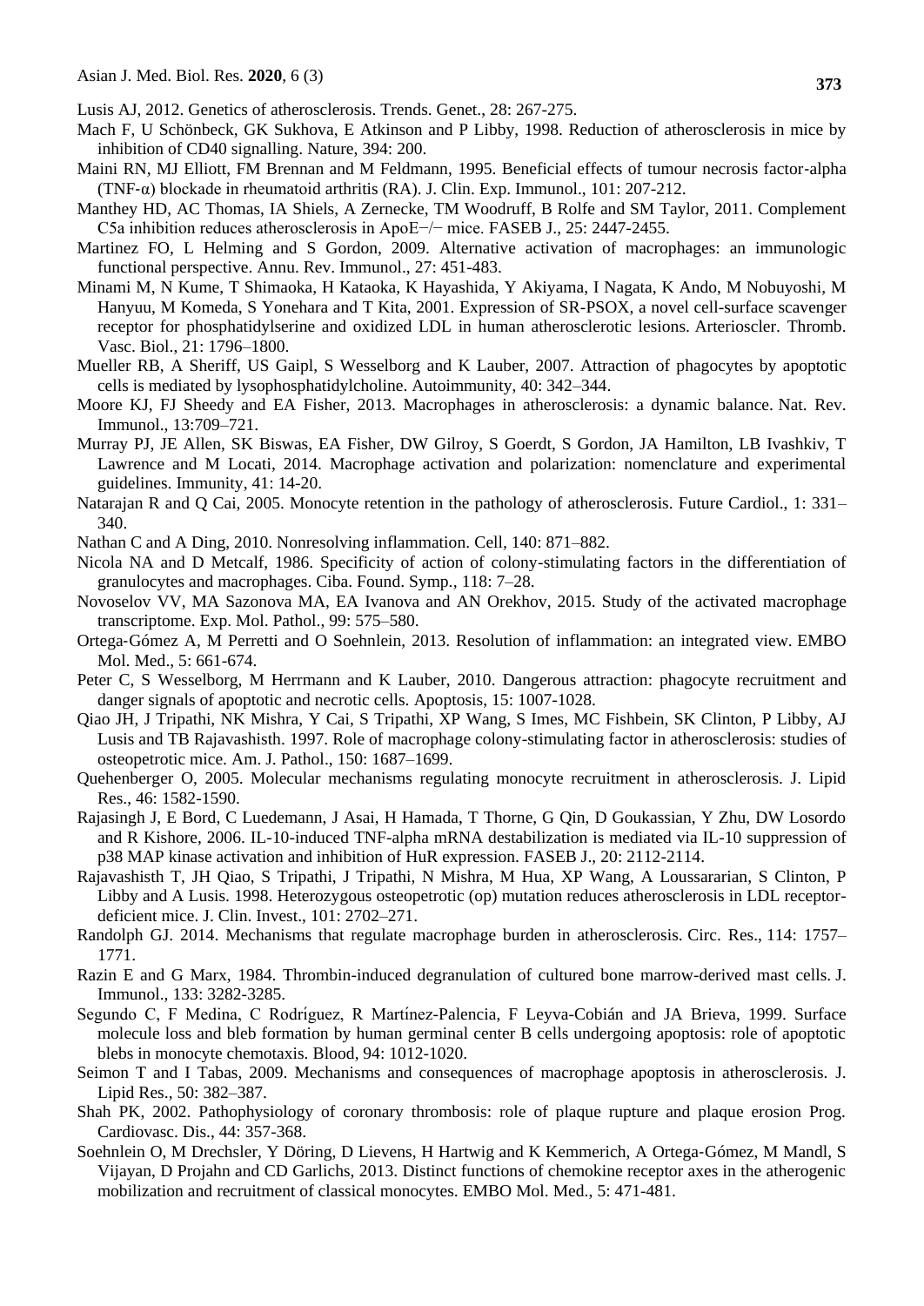Lusis AJ, 2012. Genetics of atherosclerosis. Trends. Genet., 28: 267-275.

Mach F, U Schönbeck, GK Sukhova, E Atkinson and P Libby, 1998. Reduction of atherosclerosis in mice by inhibition of CD40 signalling. Nature, 394: 200.

Maini RN, MJ Elliott, FM Brennan and M Feldmann, 1995. Beneficial effects of tumour necrosis factor-alpha (TNF-α) blockade in rheumatoid arthritis (RA). J. Clin. Exp. Immunol., 101: 207-212.

Manthey HD, AC Thomas, IA Shiels, A Zernecke, TM Woodruff, B Rolfe and SM Taylor, 2011. Complement C5a inhibition reduces atherosclerosis in ApoE−/− mice. FASEB J., 25: 2447-2455.

Martinez FO, L Helming and S Gordon, 2009. Alternative activation of macrophages: an immunologic functional perspective. Annu. Rev. Immunol., 27: 451-483.

Minami M, N Kume, T Shimaoka, H Kataoka, K Hayashida, Y Akiyama, I Nagata, K Ando, M Nobuyoshi, M Hanyuu, M Komeda, S Yonehara and T Kita, 2001. Expression of SR-PSOX, a novel cell-surface scavenger receptor for phosphatidylserine and oxidized LDL in human atherosclerotic lesions. Arterioscler. Thromb. Vasc. Biol., 21: 1796–1800.

Mueller RB, A Sheriff, US Gaipl, S Wesselborg and K Lauber, 2007. Attraction of phagocytes by apoptotic cells is mediated by lysophosphatidylcholine. Autoimmunity, 40: 342–344.

Moore KJ, FJ Sheedy and EA Fisher, 2013. Macrophages in atherosclerosis: a dynamic balance. Nat. Rev. Immunol., 13:709–721.

Murray PJ, JE Allen, SK Biswas, EA Fisher, DW Gilroy, S Goerdt, S Gordon, JA Hamilton, LB Ivashkiv, T Lawrence and M Locati, 2014. Macrophage activation and polarization: nomenclature and experimental guidelines. Immunity, 41: 14-20.

Natarajan R and Q Cai, 2005. Monocyte retention in the pathology of atherosclerosis. Future Cardiol., 1: 331–340.

Nathan C and A Ding, 2010. Nonresolving inflammation. Cell, 140: 871–882.

Nicola NA and D Metcalf, 1986. Specificity of action of colony-stimulating factors in the differentiation of granulocytes and macrophages. Ciba. Found. Symp., 118: 7–28.

Novoselov VV, MA Sazonova MA, EA Ivanova and AN Orekhov, 2015. Study of the activated macrophage transcriptome. Exp. Mol. Pathol., 99: 575–580.

Ortega-Gómez A, M Perretti and O Soehnlein, 2013. Resolution of inflammation: an integrated view. EMBO Mol. Med., 5: 661-674.

Peter C, S Wesselborg, M Herrmann and K Lauber, 2010. Dangerous attraction: phagocyte recruitment and danger signals of apoptotic and necrotic cells. Apoptosis, 15: 1007-1028.

Qiao JH, J Tripathi, NK Mishra, Y Cai, S Tripathi, XP Wang, S Imes, MC Fishbein, SK Clinton, P Libby, AJ Lusis and TB Rajavashisth. 1997. Role of macrophage colony-stimulating factor in atherosclerosis: studies of osteopetrotic mice. Am. J. Pathol., 150: 1687–1699.

Quehenberger O, 2005. Molecular mechanisms regulating monocyte recruitment in atherosclerosis. J. Lipid Res., 46: 1582-1590.

Rajasingh J, E Bord, C Luedemann, J Asai, H Hamada, T Thorne, G Qin, D Goukassian, Y Zhu, DW Losordo and R Kishore, 2006. IL-10-induced TNF-alpha mRNA destabilization is mediated via IL-10 suppression of p38 MAP kinase activation and inhibition of HuR expression. FASEB J., 20: 2112-2114.

Rajavashisth T, JH Qiao, S Tripathi, J Tripathi, N Mishra, M Hua, XP Wang, A Loussararian, S Clinton, P Libby and A Lusis. 1998. Heterozygous osteopetrotic (op) mutation reduces atherosclerosis in LDL receptor-deficient mice. J. Clin. Invest., 101: 2702–271.

Randolph GJ. 2014. Mechanisms that regulate macrophage burden in atherosclerosis. Circ. Res., 114: 1757–1771.

Razin E and G Marx, 1984. Thrombin-induced degranulation of cultured bone marrow-derived mast cells. J. Immunol., 133: 3282-3285.

Segundo C, F Medina, C Rodríguez, R Martínez-Palencia, F Leyva-Cobián and JA Brieva, 1999. Surface molecule loss and bleb formation by human germinal center B cells undergoing apoptosis: role of apoptotic blebs in monocyte chemotaxis. Blood, 94: 1012-1020.

Seimon T and I Tabas, 2009. Mechanisms and consequences of macrophage apoptosis in atherosclerosis. J. Lipid Res., 50: 382–387.

Shah PK, 2002. Pathophysiology of coronary thrombosis: role of plaque rupture and plaque erosion Prog. Cardiovasc. Dis., 44: 357-368.

Soehnlein O, M Drechsler, Y Döring, D Lievens, H Hartwig and K Kemmerich, A Ortega-Gómez, M Mandl, S Vijayan, D Projahn and CD Garlichs, 2013. Distinct functions of chemokine receptor axes in the atherogenic mobilization and recruitment of classical monocytes. EMBO Mol. Med., 5: 471-481.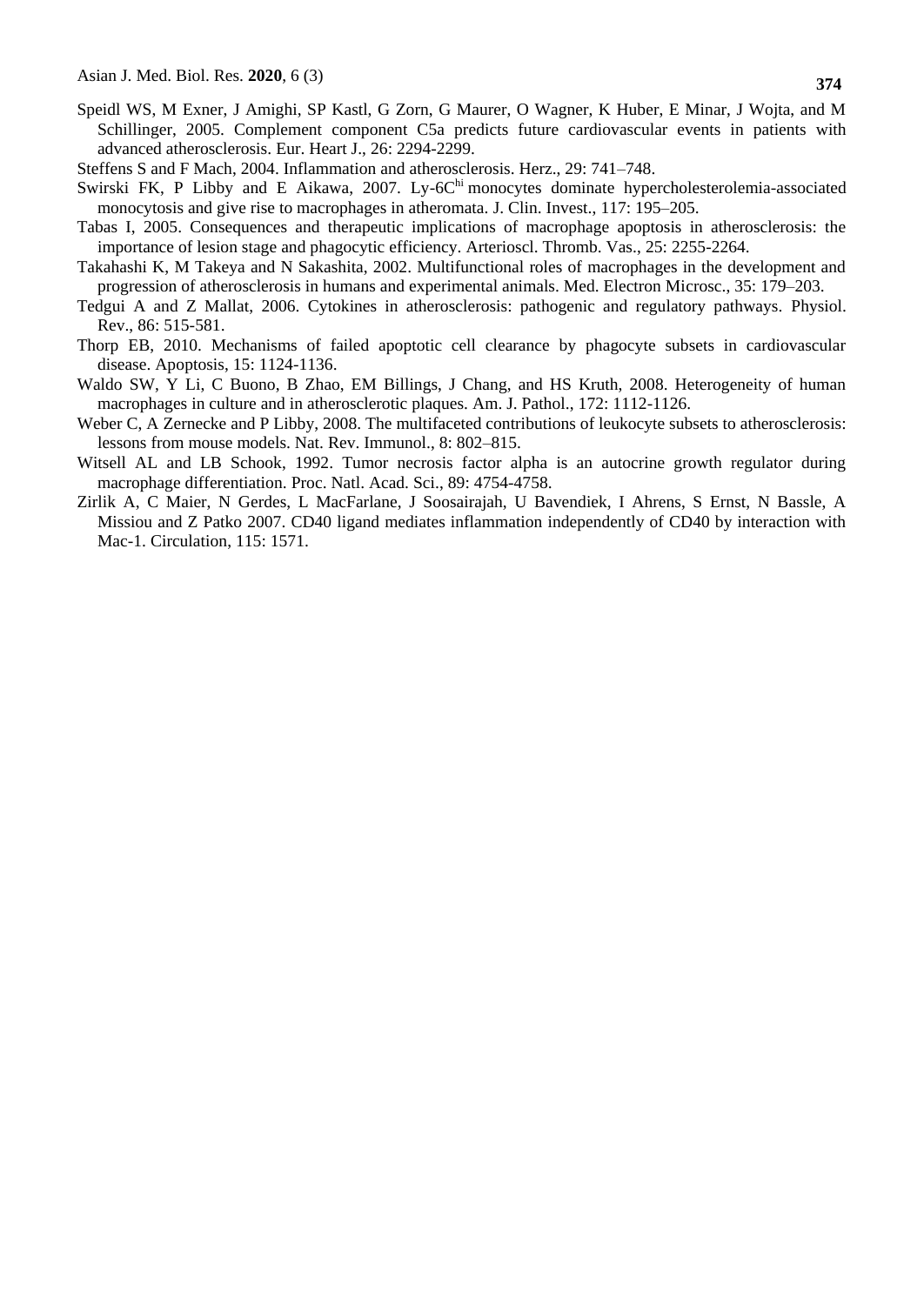Speidl WS, M Exner, J Amighi, SP Kastl, G Zorn, G Maurer, O Wagner, K Huber, E Minar, J Wojta, and M Schillinger, 2005. Complement component C5a predicts future cardiovascular events in patients with advanced atherosclerosis. Eur. Heart J., 26: 2294-2299.

Steffens S and F Mach, 2004. Inflammation and atherosclerosis. Herz., 29: 741–748.

Swirski FK, P Libby and E Aikawa, 2007. Ly-6C$^{hi}$ monocytes dominate hypercholesterolemia-associated monocytosis and give rise to macrophages in atheromata. J. Clin. Invest., 117: 195–205.

Tabas I, 2005. Consequences and therapeutic implications of macrophage apoptosis in atherosclerosis: the importance of lesion stage and phagocytic efficiency. Arterioscl. Thromb. Vas., 25: 2255-2264.

Takahashi K, M Takeya and N Sakashita, 2002. Multifunctional roles of macrophages in the development and progression of atherosclerosis in humans and experimental animals. Med. Electron Microsc., 35: 179–203.

Tedgui A and Z Mallat, 2006. Cytokines in atherosclerosis: pathogenic and regulatory pathways. Physiol. Rev., 86: 515-581.

Thorp EB, 2010. Mechanisms of failed apoptotic cell clearance by phagocyte subsets in cardiovascular disease. Apoptosis, 15: 1124-1136.

Waldo SW, Y Li, C Buono, B Zhao, EM Billings, J Chang, and HS Kruth, 2008. Heterogeneity of human macrophages in culture and in atherosclerotic plaques. Am. J. Pathol., 172: 1112-1126.

Weber C, A Zernecke and P Libby, 2008. The multifaceted contributions of leukocyte subsets to atherosclerosis: lessons from mouse models. Nat. Rev. Immunol., 8: 802–815.

Witsell AL and LB Schook, 1992. Tumor necrosis factor alpha is an autocrine growth regulator during macrophage differentiation. Proc. Natl. Acad. Sci., 89: 4754-4758.

Zirlik A, C Maier, N Gerdes, L MacFarlane, J Soosairajah, U Bavendiek, I Ahrens, S Ernst, N Bassle, A Missiou and Z Patko 2007. CD40 ligand mediates inflammation independently of CD40 by interaction with Mac-1. Circulation, 115: 1571.